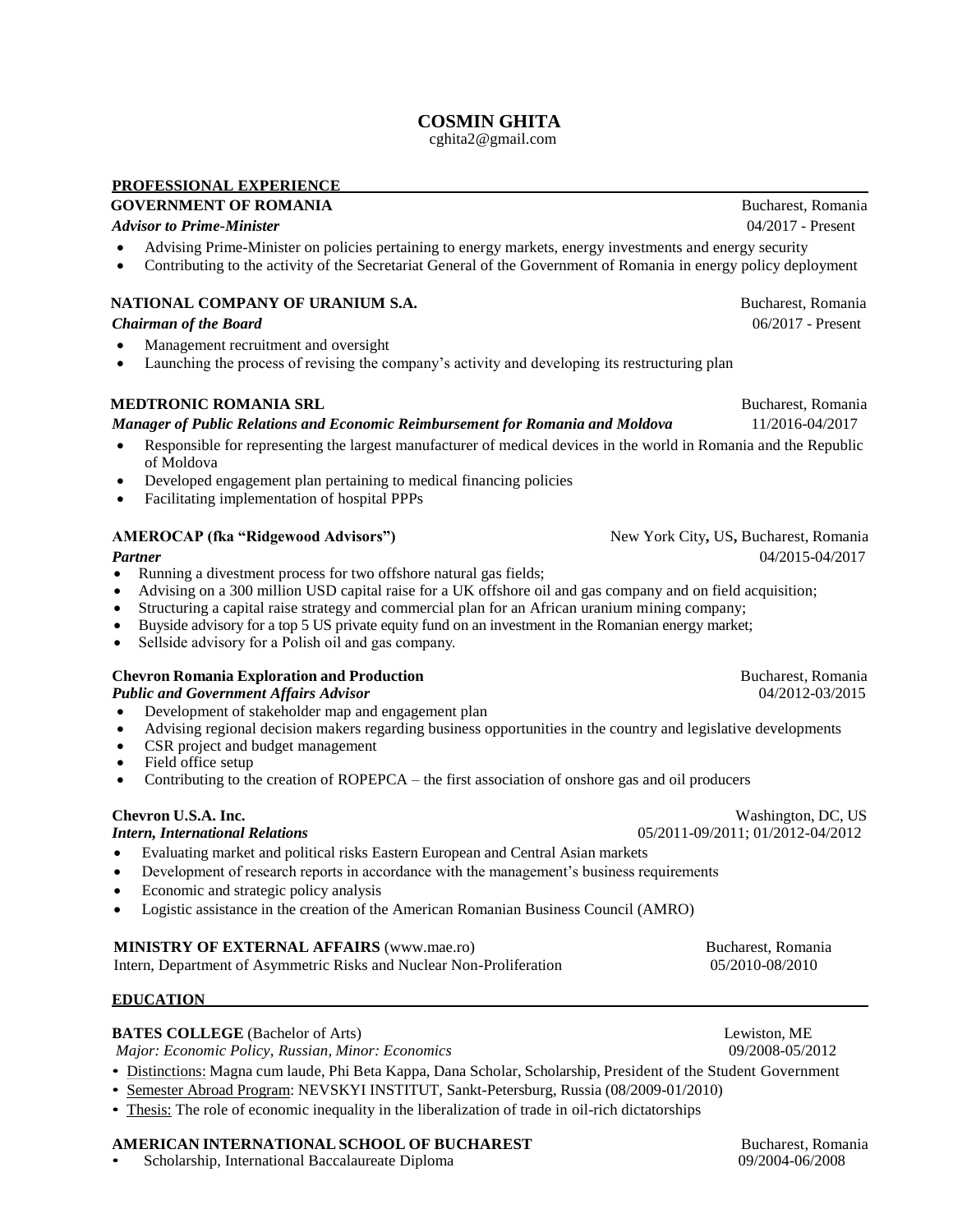# COSMIN GHITA

cghita2@gmail.com

## PROFESSIONAL EXPERIENCE

**GOVERNMENT OF ROMANIA** — Bucharest, Romania
***Advisor to Prime-Minister*** — 04/2017 - Present

- Advising Prime-Minister on policies pertaining to energy markets, energy investments and energy security
- Contributing to the activity of the Secretariat General of the Government of Romania in energy policy deployment

**NATIONAL COMPANY OF URANIUM S.A.** — Bucharest, Romania
***Chairman of the Board*** — 06/2017 - Present

- Management recruitment and oversight
- Launching the process of revising the company's activity and developing its restructuring plan

**MEDTRONIC ROMANIA SRL** — Bucharest, Romania
***Manager of Public Relations and Economic Reimbursement for Romania and Moldova*** — 11/2016-04/2017

- Responsible for representing the largest manufacturer of medical devices in the world in Romania and the Republic of Moldova
- Developed engagement plan pertaining to medical financing policies
- Facilitating implementation of hospital PPPs

**AMEROCAP (fka "Ridgewood Advisors")** — New York City**,** US**,** Bucharest, Romania
***Partner*** — 04/2015-04/2017

- Running a divestment process for two offshore natural gas fields;
- Advising on a 300 million USD capital raise for a UK offshore oil and gas company and on field acquisition;
- Structuring a capital raise strategy and commercial plan for an African uranium mining company;
- Buyside advisory for a top 5 US private equity fund on an investment in the Romanian energy market;
- Sellside advisory for a Polish oil and gas company.

**Chevron Romania Exploration and Production** — Bucharest, Romania
***Public and Government Affairs Advisor*** — 04/2012-03/2015

- Development of stakeholder map and engagement plan
- Advising regional decision makers regarding business opportunities in the country and legislative developments
- CSR project and budget management
- Field office setup
- Contributing to the creation of ROPEPCA – the first association of onshore gas and oil producers

**Chevron U.S.A. Inc.** — Washington, DC, US
***Intern, International Relations*** — 05/2011-09/2011; 01/2012-04/2012

- Evaluating market and political risks Eastern European and Central Asian markets
- Development of research reports in accordance with the management's business requirements
- Economic and strategic policy analysis
- Logistic assistance in the creation of the American Romanian Business Council (AMRO)

**MINISTRY OF EXTERNAL AFFAIRS** (www.mae.ro) — Bucharest, Romania
Intern, Department of Asymmetric Risks and Nuclear Non-Proliferation — 05/2010-08/2010

## EDUCATION

**BATES COLLEGE** (Bachelor of Arts) — Lewiston, ME
*Major: Economic Policy, Russian, Minor: Economics* — 09/2008-05/2012

- Distinctions: Magna cum laude, Phi Beta Kappa, Dana Scholar, Scholarship, President of the Student Government
- Semester Abroad Program: NEVSKYI INSTITUT, Sankt-Petersburg, Russia (08/2009-01/2010)
- Thesis: The role of economic inequality in the liberalization of trade in oil-rich dictatorships

**AMERICAN INTERNATIONAL SCHOOL OF BUCHAREST** — Bucharest, Romania

- Scholarship, International Baccalaureate Diploma — 09/2004-06/2008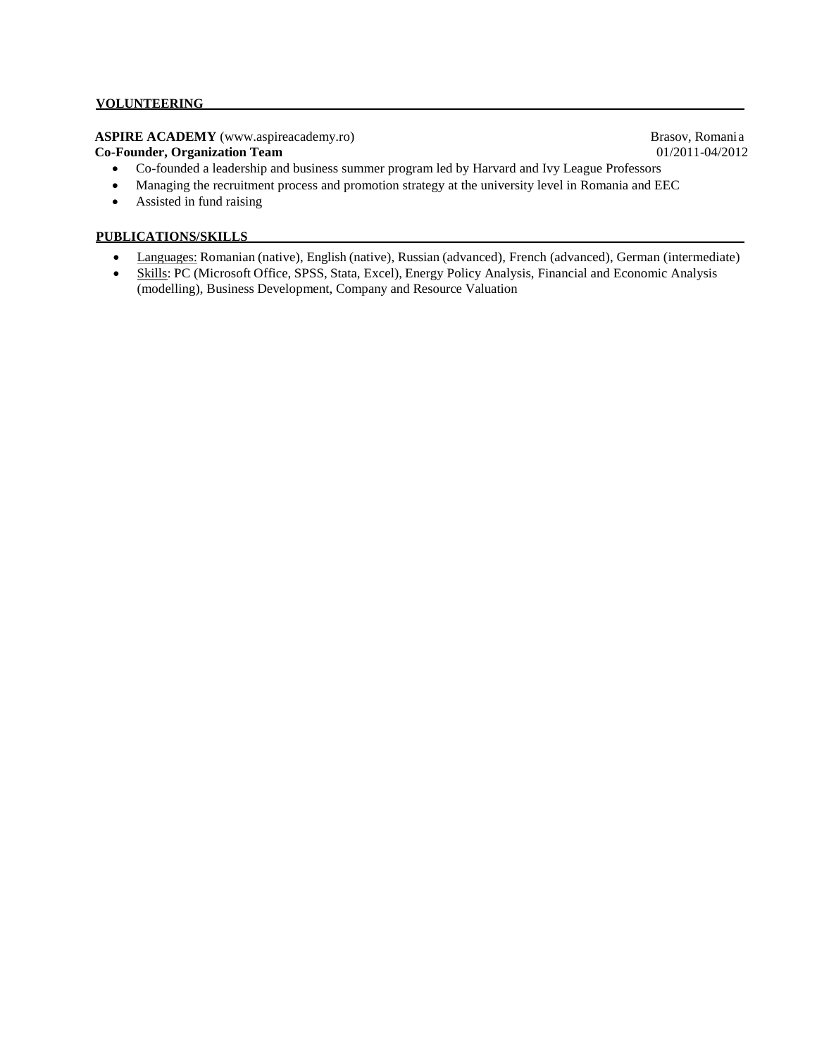## VOLUNTEERING

**ASPIRE ACADEMY** (www.aspireacademy.ro) Brasov, Romania
**Co-Founder, Organization Team** 01/2011-04/2012

- Co-founded a leadership and business summer program led by Harvard and Ivy League Professors
- Managing the recruitment process and promotion strategy at the university level in Romania and EEC
- Assisted in fund raising

## PUBLICATIONS/SKILLS

- Languages: Romanian (native), English (native), Russian (advanced), French (advanced), German (intermediate)
- Skills: PC (Microsoft Office, SPSS, Stata, Excel), Energy Policy Analysis, Financial and Economic Analysis (modelling), Business Development, Company and Resource Valuation